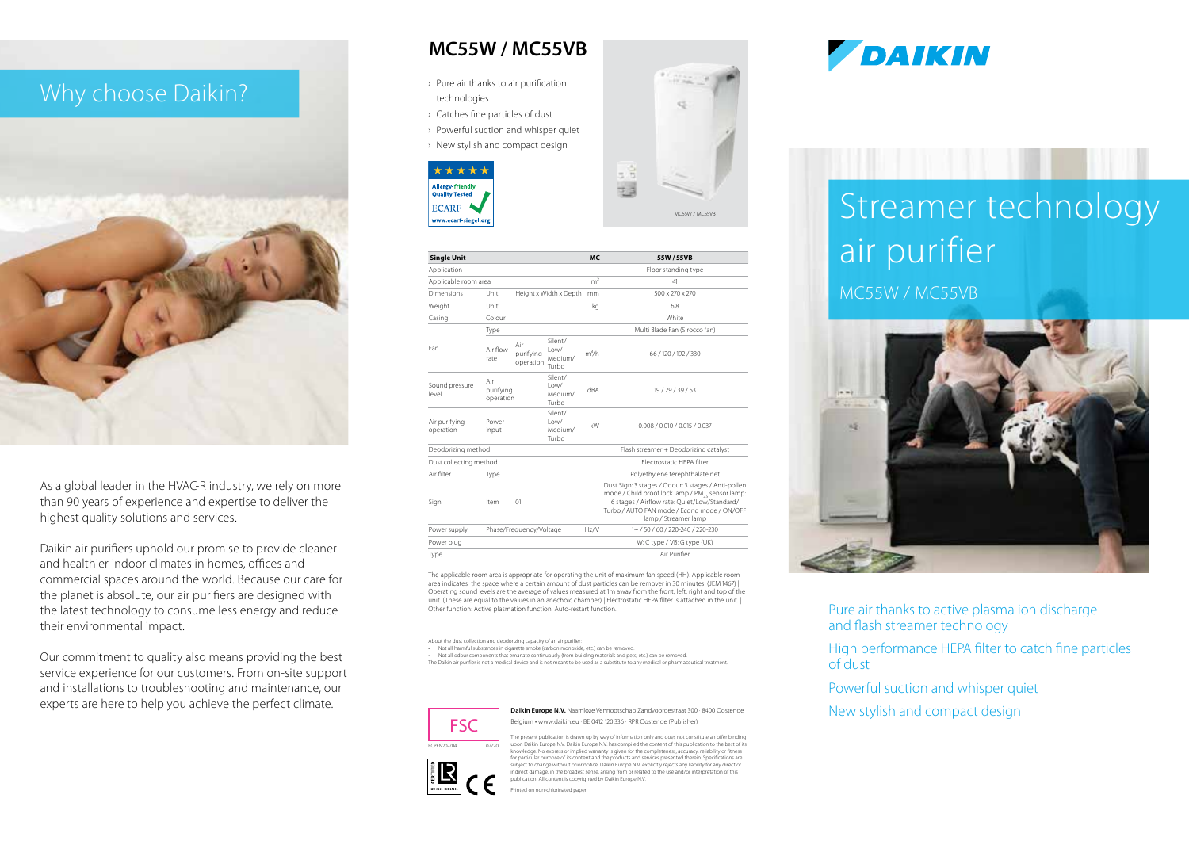# Why choose Daikin?

As a global leader in the HVAC-R industry, we rely on more than 90 years of experience and expertise to deliver the highest quality solutions and services.

Daikin air purifiers uphold our promise to provide cleaner and healthier indoor climates in homes, offices and commercial spaces around the world. Because our care for the planet is absolute, our air purifiers are designed with the latest technology to consume less energy and reduce their environmental impact.

Our commitment to quality also means providing the best service experience for our customers. From on-site support and installations to troubleshooting and maintenance, our experts are here to help you achieve the perfect climate.

## MC55W / MC55VB

- › Pure air thanks to air purification technologies
- › Catches fine particles of dust
- › Powerful suction and whisper quiet
- › New stylish and compact design

Allergy-friendly Quality Tested ECARF www.ecarf-siegel.org

MC55W / MC55VB

| Single Unit | | | | MC | 55W / 55VB |
|---|---|---|---|---|---|
| Application | | | | | Floor standing type |
| Applicable room area | | | | m² | 41 |
| Dimensions | Unit | Height x Width x Depth | | mm | 500 x 270 x 270 |
| Weight | Unit | | | kg | 6.8 |
| Casing | Colour | | | | White |
| Fan | Type | | | | Multi Blade Fan (Sirocco fan) |
| | Air flow rate | Air purifying operation | Silent/ Low/ Medium/ Turbo | m³/h | 66 / 120 / 192 / 330 |
| Sound pressure level | Air purifying operation | | Silent/ Low/ Medium/ Turbo | dBA | 19 / 29 / 39 / 53 |
| Air purifying operation | Power input | | Silent/ Low/ Medium/ Turbo | kW | 0.008 / 0.010 / 0.015 / 0.037 |
| Deodorizing method | | | | | Flash streamer + Deodorizing catalyst |
| Dust collecting method | | | | | Electrostatic HEPA filter |
| Air filter | Type | | | | Polyethylene terephthalate net |
| Sign | Item | 01 | | | Dust Sign: 3 stages / Odour: 3 stages / Anti-pollen mode / Child proof lock lamp / $PM_{2.5}$ sensor lamp: 6 stages / Airflow rate: Quiet/Low/Standard/ Turbo / AUTO FAN mode / Econo mode / ON/OFF lamp / Streamer lamp |
| Power supply | Phase/Frequency/Voltage | | | Hz/V | 1~ / 50 / 60 / 220-240 / 220-230 |
| Power plug | | | | | W: C type / VB: G type (UK) |
| Type | | | | | Air Purifier |

The applicable room area is appropriate for operating the unit of maximum fan speed (HH). Applicable room area indicates the space where a certain amount of dust particles can be remover in 30 minutes. (JEM 1467) | Operating sound levels are the average of values measured at 1m away from the front, left, right and top of the unit. (These are equal to the values in an anechoic chamber) | Electrostatic HEPA filter is attached in the unit. | Other function: Active plasmation function. Auto-restart function.

About the dust collection and deodorizing capacity of an air purifier:

- Not all harmful substances in cigarette smoke (carbon monoxide, etc.) can be removed.
- Not all odour components that emanate continuously (from building materials and pets, etc.) can be removed.

The Daikin air purifier is not a medical device and is not meant to be used as a substitute to any medical or pharmaceutical treatment.

ECPEN20-704 07/20

**Daikin Europe N.V.** Naamloze Vennootschap Zandvoordestraat 300 · 8400 Oostende Belgium • www.daikin.eu · BE 0412 120 336 · RPR Oostende (Publisher)

The present publication is drawn up by way of information only and does not constitute an offer binding upon Daikin Europe N.V. Daikin Europe N.V. has compiled the content of this publication to the best of its knowledge. No express or implied warranty is given for the completeness, accuracy, reliability or fitness for particular purpose of its content and the products and services presented therein. Specifications are subject to change without prior notice. Daikin Europe N.V. explicitly rejects any liability for any direct or indirect damage, in the broadest sense, arising from or related to the use and/or interpretation of this publication. All content is copyrighted by Daikin Europe N.V.

Printed on non-chlorinated paper.

DAIKIN

# Streamer technology air purifier

## MC55W / MC55VB

Pure air thanks to active plasma ion discharge and flash streamer technology

High performance HEPA filter to catch fine particles of dust

Powerful suction and whisper quiet

New stylish and compact design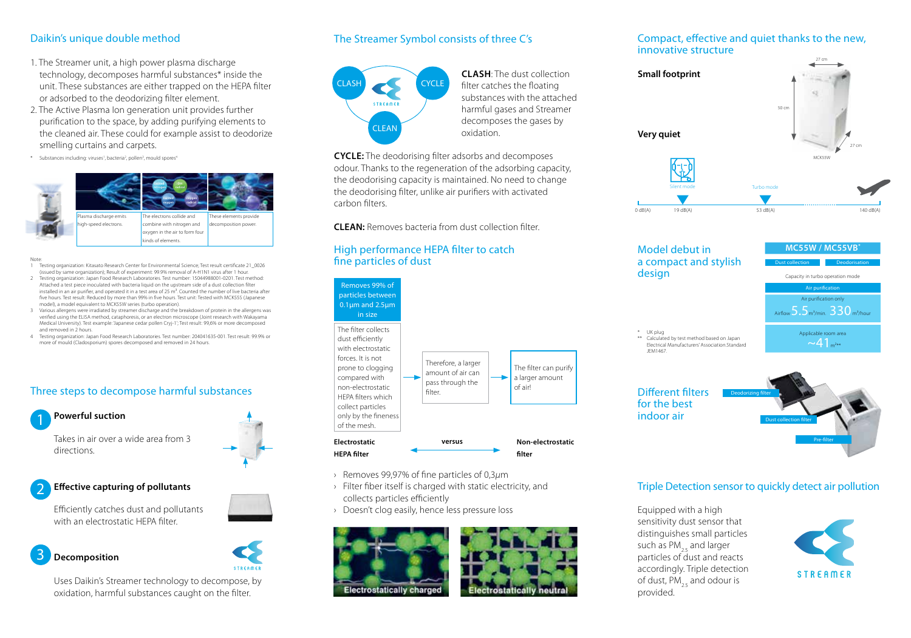## Daikin's unique double method

1. The Streamer unit, a high power plasma discharge technology, decomposes harmful substances* inside the unit. These substances are either trapped on the HEPA filter or adsorbed to the deodorizing filter element.
2. The Active Plasma Ion generation unit provides further purification to the space, by adding purifying elements to the cleaned air. These could for example assist to deodorize smelling curtains and carpets.

\* Substances including: viruses[1], bacteria[2], pollen[3], mould spores[4]

| Plasma discharge emits high-speed electrons. | The electrons collide and combine with nitrogen and oxygen in the air to form four kinds of elements. | These elements provide decomposition power. |
|---|---|---|

Note:

1. Testing organization: Kitasato Research Center for Environmental Science; Test result certificate 21_0026 (issued by same organization); Result of experiment: 99.9% removal of A-H1N1 virus after 1 hour.
2. Testing organization: Japan Food Research Laboratories. Test number: 15044988001-0201. Test method: Attached a test piece inoculated with bacteria liquid on the upstream side of a dust collection filter installed in an air purifier, and operated it in a test area of 25 m³. Counted the number of live bacteria after five hours. Test result: Reduced by more than 99% in five hours. Test unit: Tested with MCK55S (Japanese model), a model equivalent to MCK55W series (turbo operation).
3. Various allergens were irradiated by streamer discharge and the breakdown of protein in the allergens was verified using the ELISA method, cataphoresis, or an electron microscope (Joint research with Wakayama Medical University). Test example: Japanese cedar pollen Cryj-1'; Test result: 99,6% or more decomposed and removed in 2 hours.
4. Testing organization: Japan Food Research Laboratories. Test number: 204041635-001. Test result: 99.9% or more of mould (Cladosporium) spores decomposed and removed in 24 hours.

## Three steps to decompose harmful substances

**1 Powerful suction**

Takes in air over a wide area from 3 directions.

**2 Effective capturing of pollutants**

Efficiently catches dust and pollutants with an electrostatic HEPA filter.

**3 Decomposition**

Uses Daikin's Streamer technology to decompose, by oxidation, harmful substances caught on the filter.

## The Streamer Symbol consists of three C's

CLASH · CYCLE · CLEAN

**CLASH**: The dust collection filter catches the floating substances with the attached harmful gases and Streamer decomposes the gases by oxidation.

**CYCLE:** The deodorising filter adsorbs and decomposes odour. Thanks to the regeneration of the adsorbing capacity, the deodorising capacity is maintained. No need to change the deodorising filter, unlike air purifiers with activated carbon filters.

**CLEAN:** Removes bacteria from dust collection filter.

## High performance HEPA filter to catch fine particles of dust

Removes 99% of particles between 0.1μm and 2.5μm in size

The filter collects dust efficiently with electrostatic forces. It is not prone to clogging compared with non-electrostatic HEPA filters which collect particles only by the fineness of the mesh. → Therefore, a larger amount of air can pass through the filter. → The filter can purify a larger amount of air!

**Electrostatic HEPA filter** versus **Non-electrostatic filter**

- Removes 99,97% of fine particles of 0,3μm
- Filter fiber itself is charged with static electricity, and collects particles efficiently
- Doesn't clog easily, hence less pressure loss

Electrostatically charged | Electrostatically neutral

## Compact, effective and quiet thanks to the new, innovative structure

**Small footprint**

27 cm · 50 cm · 27 cm

MCK55W

**Very quiet**

Silent mode · Turbo mode

0 dB(A) · 19 dB(A) · 53 dB(A) · 140 dB(A)

## Model debut in a compact and stylish design

| MC55W / MC55VB* | |
|---|---|
| Dust collection | Deodorisation |
| Capacity in turbo operation mode | |
| Air purification | |
| Air purification only | |
| Airflow 5.5 m³/min 330 m³/hour | |
| Applicable room area | |
| ~41 m²** | |

\* UK plug

\*\* Calculated by test method based on Japan Electrical Manufacturers' Association Standard JEM1467.

## Different filters for the best indoor air

Deodorizing filter · Dust collection filter · Pre-filter

## Triple Detection sensor to quickly detect air pollution

Equipped with a high sensitivity dust sensor that distinguishes small particles such as $PM_{2.5}$ and larger particles of dust and reacts accordingly. Triple detection of dust, $PM_{2.5}$ and odour is provided.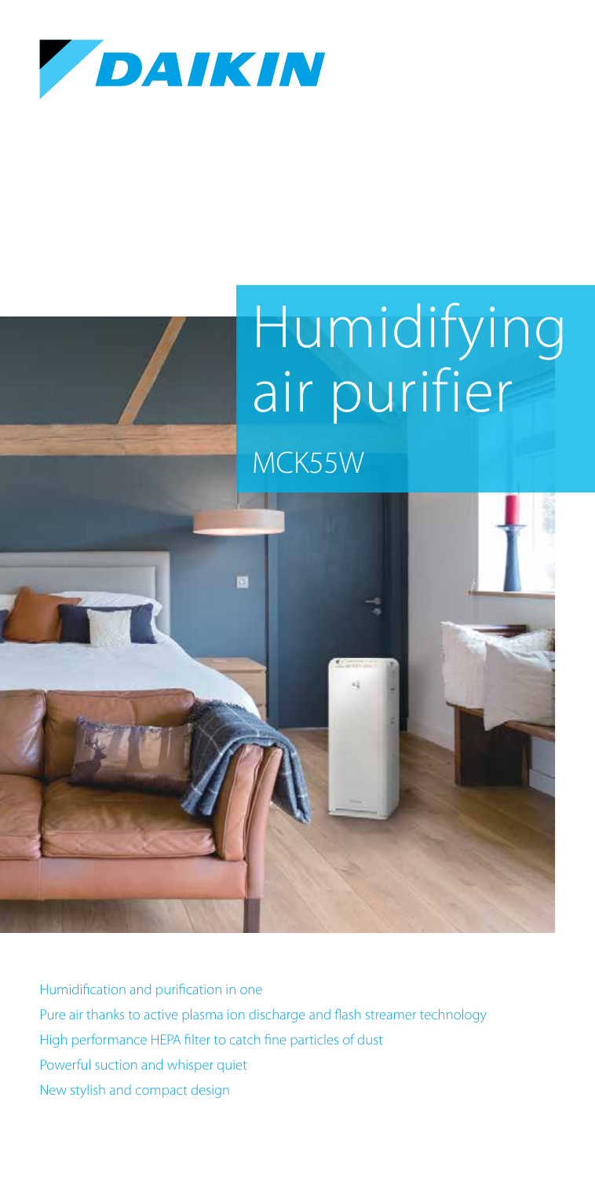DAIKIN

# Humidifying air purifier

## MCK55W

- Humidification and purification in one
- Pure air thanks to active plasma ion discharge and flash streamer technology
- High performance HEPA filter to catch fine particles of dust
- Powerful suction and whisper quiet
- New stylish and compact design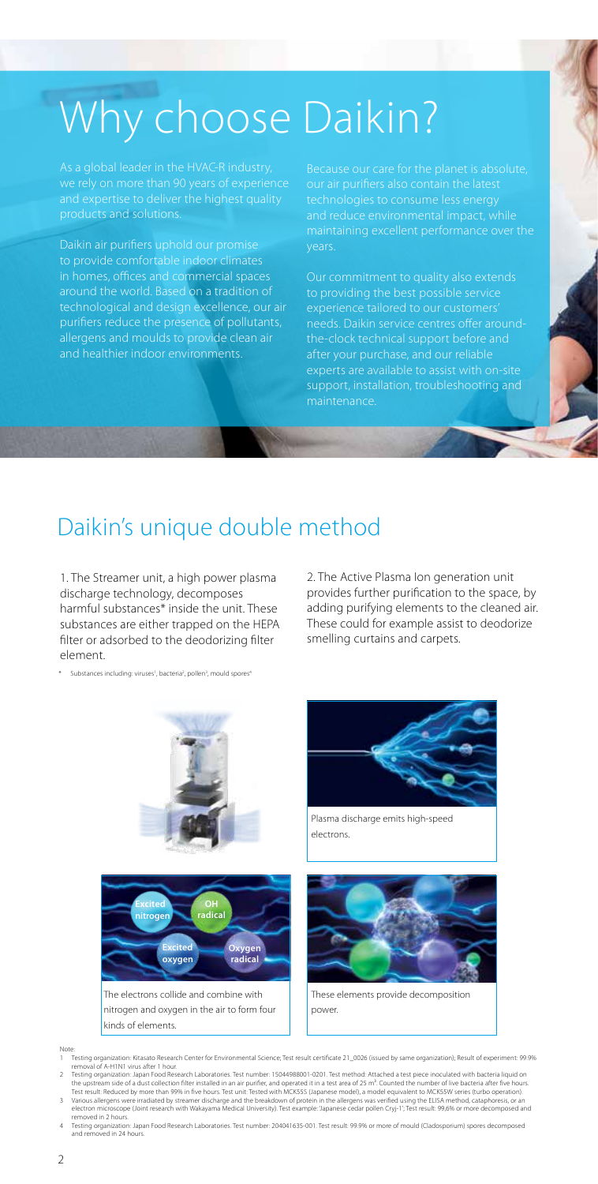# Why choose Daikin?

As a global leader in the HVAC-R industry, we rely on more than 90 years of experience and expertise to deliver the highest quality products and solutions.

Daikin air purifiers uphold our promise to provide comfortable indoor climates in homes, offices and commercial spaces around the world. Based on a tradition of technological and design excellence, our air purifiers reduce the presence of pollutants, allergens and moulds to provide clean air and healthier indoor environments.

Because our care for the planet is absolute, our air purifiers also contain the latest technologies to consume less energy and reduce environmental impact, while maintaining excellent performance over the years.

Our commitment to quality also extends to providing the best possible service experience tailored to our customers' needs. Daikin service centres offer around-the-clock technical support before and after your purchase, and our reliable experts are available to assist with on-site support, installation, troubleshooting and maintenance.

## Daikin's unique double method

1. The Streamer unit, a high power plasma discharge technology, decomposes harmful substances* inside the unit. These substances are either trapped on the HEPA filter or adsorbed to the deodorizing filter element.

\* Substances including: viruses[1], bacteria[2], pollen[3], mould spores[4]

2. The Active Plasma Ion generation unit provides further purification to the space, by adding purifying elements to the cleaned air. These could for example assist to deodorize smelling curtains and carpets.

Plasma discharge emits high-speed electrons.

Excited nitrogen | OH radical | Excited oxygen | Oxygen radical

The electrons collide and combine with nitrogen and oxygen in the air to form four kinds of elements.

These elements provide decomposition power.

Note:

1. Testing organization: Kitasato Research Center for Environmental Science; Test result certificate 21_0026 (issued by same organization); Result of experiment: 99.9% removal of A-H1N1 virus after 1 hour.
2. Testing organization: Japan Food Research Laboratories. Test number: 15044988001-0201. Test method: Attached a test piece inoculated with bacteria liquid on the upstream side of a dust collection filter installed in an air purifier, and operated it in a test area of 25 $m^3$. Counted the number of live bacteria after five hours. Test result: Reduced by more than 99% in five hours. Test unit: Tested with MCK55S (Japanese model), a model equivalent to MCK55W series (turbo operation).
3. Various allergens were irradiated by streamer discharge and the breakdown of protein in the allergens was verified using the ELISA method, cataphoresis, or an electron microscope (Joint research with Wakayama Medical University). Test example: 'Japanese cedar pollen Cryj-1'; Test result: 99,6% or more decomposed and removed in 2 hours.
4. Testing organization: Japan Food Research Laboratories. Test number: 204041635-001. Test result: 99.9% or more of mould (Cladosporium) spores decomposed and removed in 24 hours.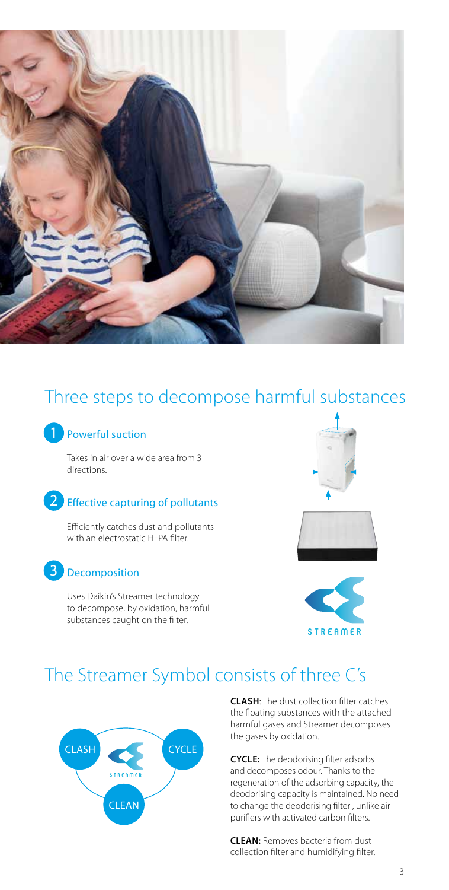## Three steps to decompose harmful substances

### 1 Powerful suction

Takes in air over a wide area from 3 directions.

### 2 Effective capturing of pollutants

Efficiently catches dust and pollutants with an electrostatic HEPA filter.

### 3 Decomposition

Uses Daikin's Streamer technology to decompose, by oxidation, harmful substances caught on the filter.

## The Streamer Symbol consists of three C's

CLASH CYCLE CLEAN

**CLASH**: The dust collection filter catches the floating substances with the attached harmful gases and Streamer decomposes the gases by oxidation.

**CYCLE:** The deodorising filter adsorbs and decomposes odour. Thanks to the regeneration of the adsorbing capacity, the deodorising capacity is maintained. No need to change the deodorising filter , unlike air purifiers with activated carbon filters.

**CLEAN:** Removes bacteria from dust collection filter and humidifying filter.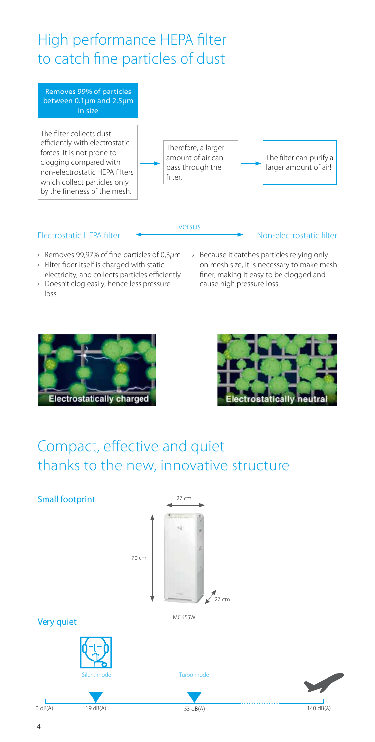# High performance HEPA filter to catch fine particles of dust

**Removes 99% of particles between 0.1µm and 2.5µm in size**

The filter collects dust efficiently with electrostatic forces. It is not prone to clogging compared with non-electrostatic HEPA filters which collect particles only by the fineness of the mesh. → Therefore, a larger amount of air can pass through the filter. → The filter can purify a larger amount of air!

Electrostatic HEPA filter ← versus → Non-electrostatic filter

**Electrostatic HEPA filter**

- Removes 99,97% of fine particles of 0,3µm
- Filter fiber itself is charged with static electricity, and collects particles efficiently
- Doesn't clog easily, hence less pressure loss

**Non-electrostatic filter**

- Because it catches particles relying only on mesh size, it is necessary to make mesh finer, making it easy to be clogged and cause high pressure loss

Electrostatically charged

Electrostatically neutral

# Compact, effective and quiet thanks to the new, innovative structure

**Small footprint**

27 cm × 27 cm × 70 cm

MCK55W

**Very quiet**

0 dB(A) — Silent mode: 19 dB(A) — Turbo mode: 53 dB(A) — 140 dB(A)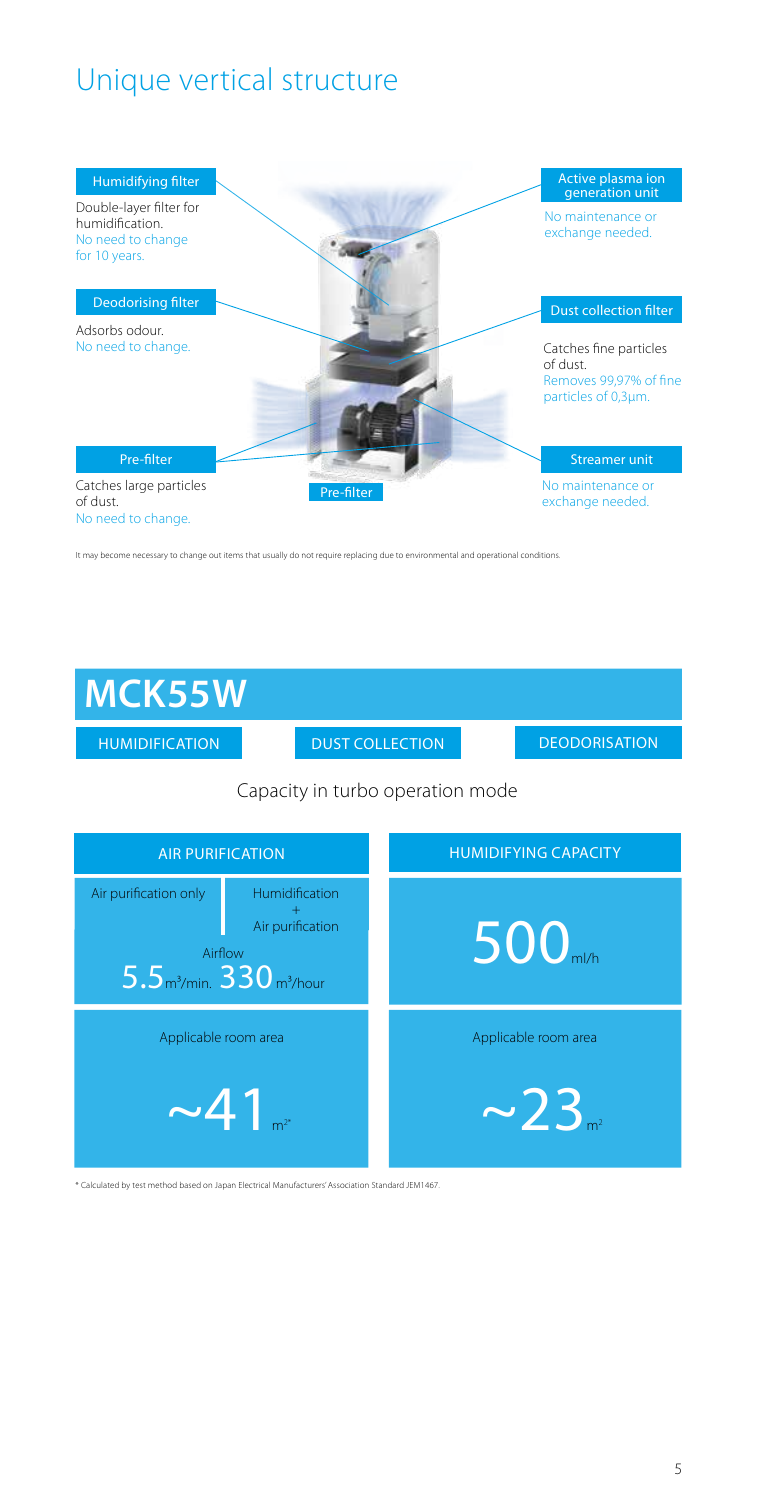# Unique vertical structure

**Humidifying filter**
Double-layer filter for humidification.
No need to change for 10 years.

**Deodorising filter**
Adsorbs odour.
No need to change.

**Pre-filter**
Catches large particles of dust.
No need to change.

**Active plasma ion generation unit**
No maintenance or exchange needed.

**Dust collection filter**
Catches fine particles of dust.
Removes 99,97% of fine particles of 0,3µm.

**Streamer unit**
No maintenance or exchange needed.

Pre-filter

It may become necessary to change out items that usually do not require replacing due to environmental and operational conditions.

## MCK55W

HUMIDIFICATION | DUST COLLECTION | DEODORISATION

Capacity in turbo operation mode

| AIR PURIFICATION | | HUMIDIFYING CAPACITY |
|---|---|---|
| Air purification only | Humidification + Air purification | |
| Airflow 5.5 m³/min. 330 m³/hour | | 500 ml/h |
| Applicable room area | | Applicable room area |
| ~41 m²* | | ~23 m² |

\* Calculated by test method based on Japan Electrical Manufacturers' Association Standard JEM1467.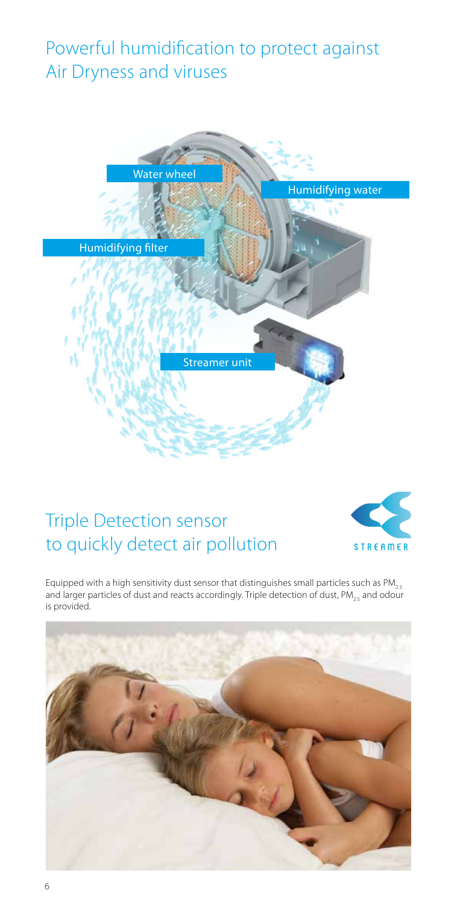## Powerful humidification to protect against Air Dryness and viruses

Water wheel

Humidifying water

Humidifying filter

Streamer unit

## Triple Detection sensor to quickly detect air pollution

STREAMER

Equipped with a high sensitivity dust sensor that distinguishes small particles such as $PM_{2.5}$ and larger particles of dust and reacts accordingly. Triple detection of dust, $PM_{2.5}$ and odour is provided.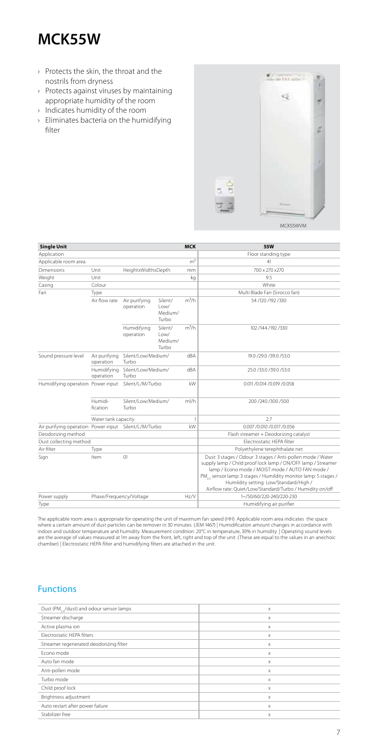# MCK55W

- Protects the skin, the throat and the nostrils from dryness
- Protects against viruses by maintaining appropriate humidity of the room
- Indicates humidity of the room
- Eliminates bacteria on the humidifying filter

MCK55WVM

| Single Unit | | | | MCK | 55W |
|---|---|---|---|---|---|
| Application | | | | | Floor standing type |
| Applicable room area | | | | $m^2$ | 41 |
| Dimensions | Unit | HeightxWidthxDepth | | mm | 700 x 270 x270 |
| Weight | Unit | | | kg | 9.5 |
| Casing | Colour | | | | White |
| Fan | Type | | | | Multi Blade Fan (Sirocco fan) |
| | Air flow rate | Air purifying operation | Silent/ Low/ Medium/ Turbo | $m^3/h$ | 54 /120 /192 /330 |
| | | Humidifying operation | Silent/ Low/ Medium/ Turbo | $m^3/h$ | 102 /144 /192 /330 |
| Sound pressure level | Air purifying operation | Silent/Low/Medium/ Turbo | | dBA | 19.0 /29.0 /39.0 /53.0 |
| | Humidifying operation | Silent/Low/Medium/ Turbo | | dBA | 25.0 /33.0 /39.0 /53.0 |
| Humidifying operation | Power input | Silent/L/M/Turbo | | kW | 0.011 /0.014 /0.019 /0.058 |
| | Humidi-fication | Silent/Low/Medium/ Turbo | | ml/h | 200 /240 /300 /500 |
| | Water tank capacity | | | l | 2.7 |
| Air purifying operation | Power input | Silent/L/M/Turbo | | kW | 0.007 /0.010 /0.017 /0.056 |
| Deodorizing method | | | | | Flash streamer + Deodorizing catalyst |
| Dust collecting method | | | | | Electrostatic HEPA filter |
| Air filter | Type | | | | Polyethylene terephthalate net |
| Sign | Item | 01 | | | Dust: 3 stages / Odour: 3 stages / Anti-pollen mode / Water supply lamp / Child proof lock lamp / ON/OFF lamp / Streamer lamp / Econo mode / MOIST mode / AUTO FAN mode / $PM_{2.5}$ sensor lamp: 3 stages / Humildity monitor lamp: 5 stages / Humildity setting: Low/Standard/High / Airflow rate: Quiet/Low/Standard/Turbo / Humidity on/off |
| Power supply | Phase/Frequency/Voltage | | | Hz/V | 1~/50/60/220-240/220-230 |
| Type | | | | | Humidifying air purifier |

The applicable room area is appropriate for operating the unit of maximum fan speed (HH). Applicable room area indicates the space where a certain amount of dust particles can be remover in 30 minutes. (JEM 1467) | Humidification amount changes in accordance with indoor and outdoor temperature and humidity. Measurement condition: 20°C in temperature, 30% in humidity. | Operating sound levels are the average of values measured at 1m away from the front, left, right and top of the unit. (These are equal to the values in an anechoic chamber) | Electrostatic HEPA filter and humidifying filters are attached in the unit.

## Functions

| | |
|---|---|
| Dust ($PM_{2.5}$/dust) and odour sensor lamps | x |
| Streamer discharge | x |
| Active plasma ion | x |
| Electrostatic HEPA filters | x |
| Streamer regenerated deodorizing filter | x |
| Econo mode | x |
| Auto fan mode | x |
| Anti-pollen mode | x |
| Turbo mode | x |
| Child proof lock | x |
| Brightness adjustment | x |
| Auto restart after power failure | x |
| Stabilizer free | x |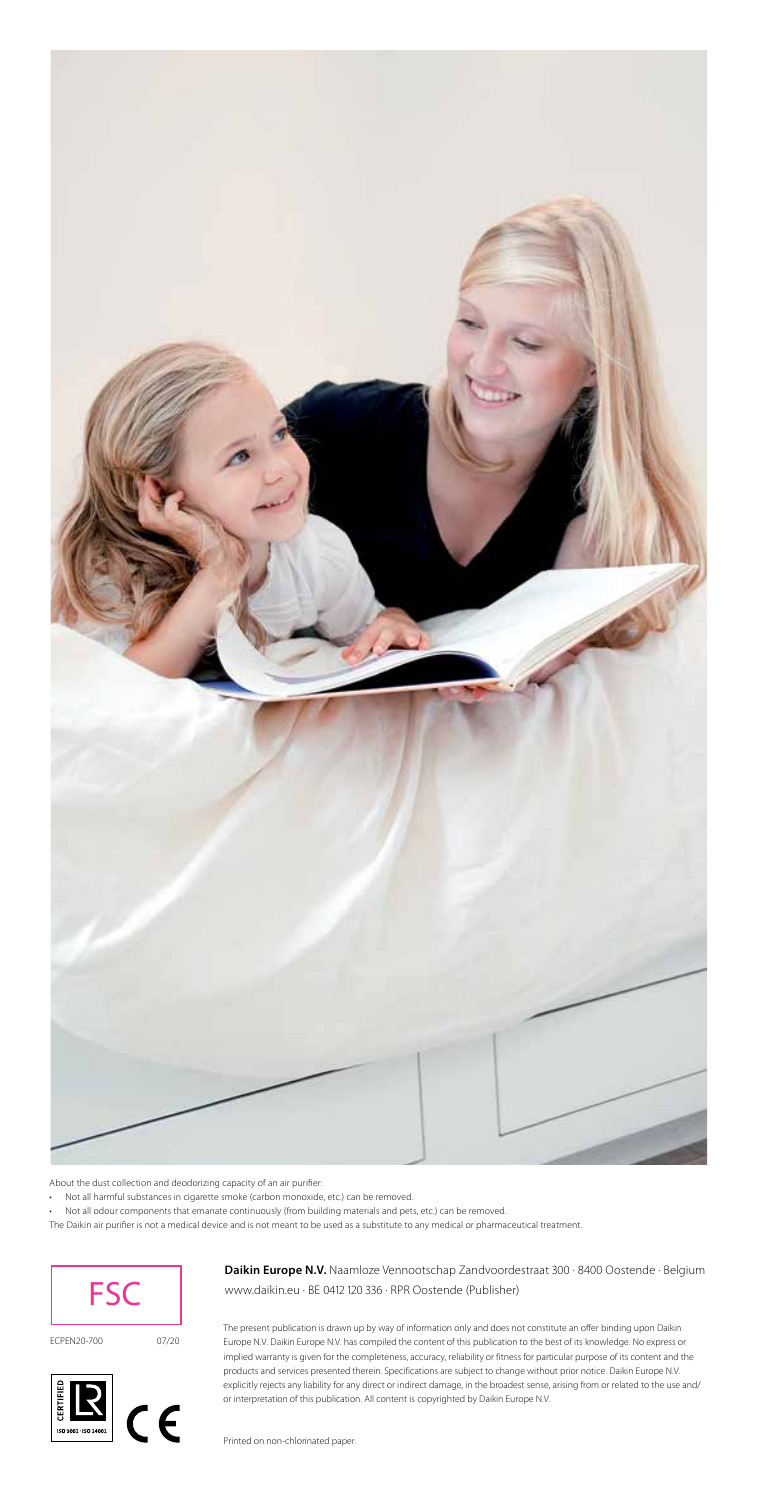About the dust collection and deodorizing capacity of an air purifier:

- Not all harmful substances in cigarette smoke (carbon monoxide, etc.) can be removed.
- Not all odour components that emanate continuously (from building materials and pets, etc.) can be removed.

The Daikin air purifier is not a medical device and is not meant to be used as a substitute to any medical or pharmaceutical treatment.

FSC

ECPEN20-700 07/20

CERTIFIED ISO 9001 · ISO 14001

**Daikin Europe N.V.** Naamloze Vennootschap Zandvoordestraat 300 · 8400 Oostende · Belgium
www.daikin.eu · BE 0412 120 336 · RPR Oostende (Publisher)

The present publication is drawn up by way of information only and does not constitute an offer binding upon Daikin Europe N.V. Daikin Europe N.V. has compiled the content of this publication to the best of its knowledge. No express or implied warranty is given for the completeness, accuracy, reliability or fitness for particular purpose of its content and the products and services presented therein. Specifications are subject to change without prior notice. Daikin Europe N.V. explicitly rejects any liability for any direct or indirect damage, in the broadest sense, arising from or related to the use and/or interpretation of this publication. All content is copyrighted by Daikin Europe N.V.

Printed on non-chlorinated paper.